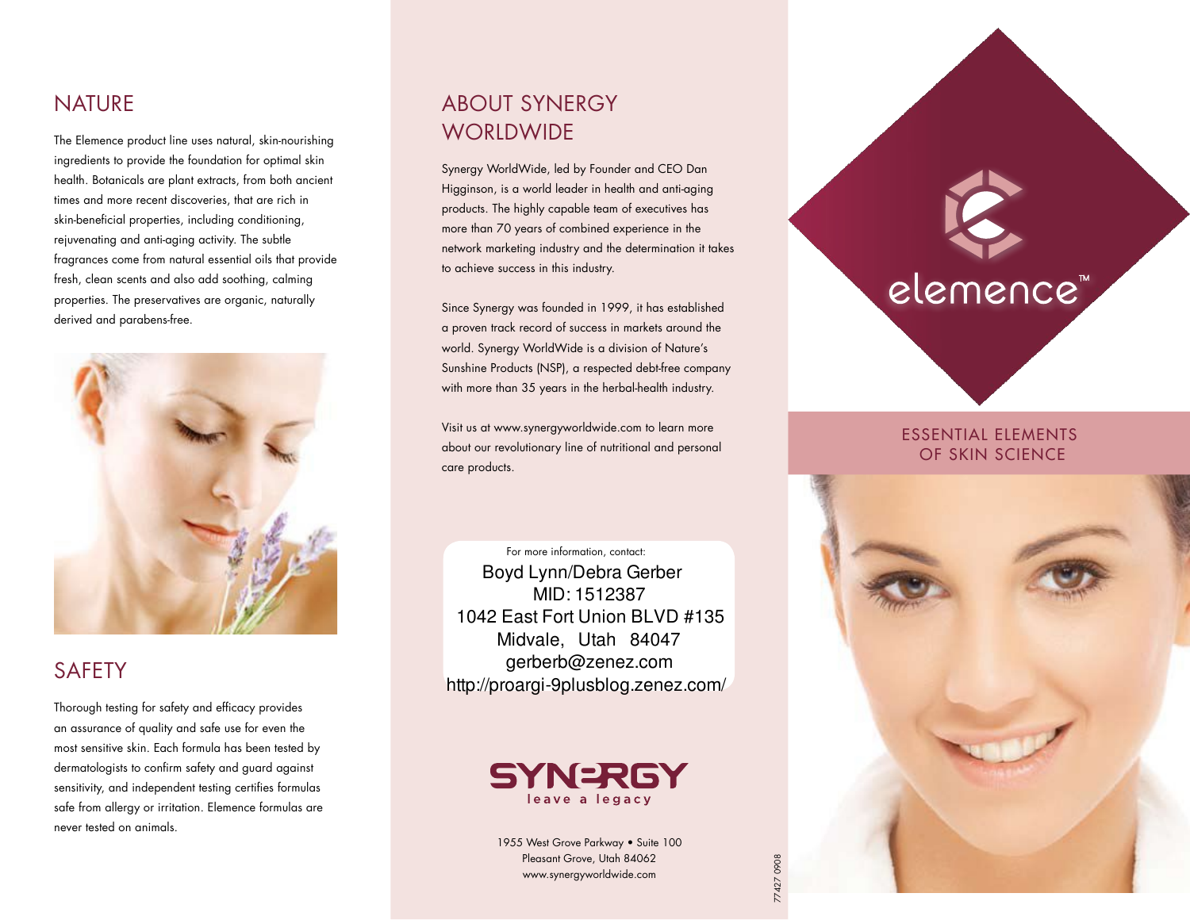## NATURE

The Elemence product line uses natural, skin-nourishing ingredients to provide the foundation for optimal skin health. Botanicals are plant extracts, from both ancient times and more recent discoveries, that are rich in skin-beneficial properties, including conditioning, rejuvenating and anti-aging activity. The subtle fragrances come from natural essential oils that provide fresh, clean scents and also add soothing, calming properties. The preservatives are organic, naturally derived and parabens-free.

## SAFETY

Thorough testing for safety and efficacy provides an assurance of quality and safe use for even the most sensitive skin. Each formula has been tested by dermatologists to confirm safety and guard against sensitivity, and independent testing certifies formulas safe from allergy or irritation. Elemence formulas are never tested on animals.

## ABOUT SYNERGY WORLDWIDE

Synergy WorldWide, led by Founder and CEO Dan Higginson, is a world leader in health and anti-aging products. The highly capable team of executives has more than 70 years of combined experience in the network marketing industry and the determination it takes to achieve success in this industry.

Since Synergy was founded in 1999, it has established a proven track record of success in markets around the world. Synergy WorldWide is a division of Nature's Sunshine Products (NSP), a respected debt-free company with more than 35 years in the herbal-health industry.

Visit us at www.synergyworldwide.com to learn more about our revolutionary line of nutritional and personal care products.

For more information, contact:

Boyd Lynn/Debra Gerber
MID: 1512387
1042 East Fort Union BLVD #135
Midvale, Utah 84047
gerberb@zenez.com
http://proargi-9plusblog.zenez.com/

SYNERGY
leave a legacy

1955 West Grove Parkway • Suite 100
Pleasant Grove, Utah 84062
www.synergyworldwide.com

77427 0908

# elemence™

ESSENTIAL ELEMENTS OF SKIN SCIENCE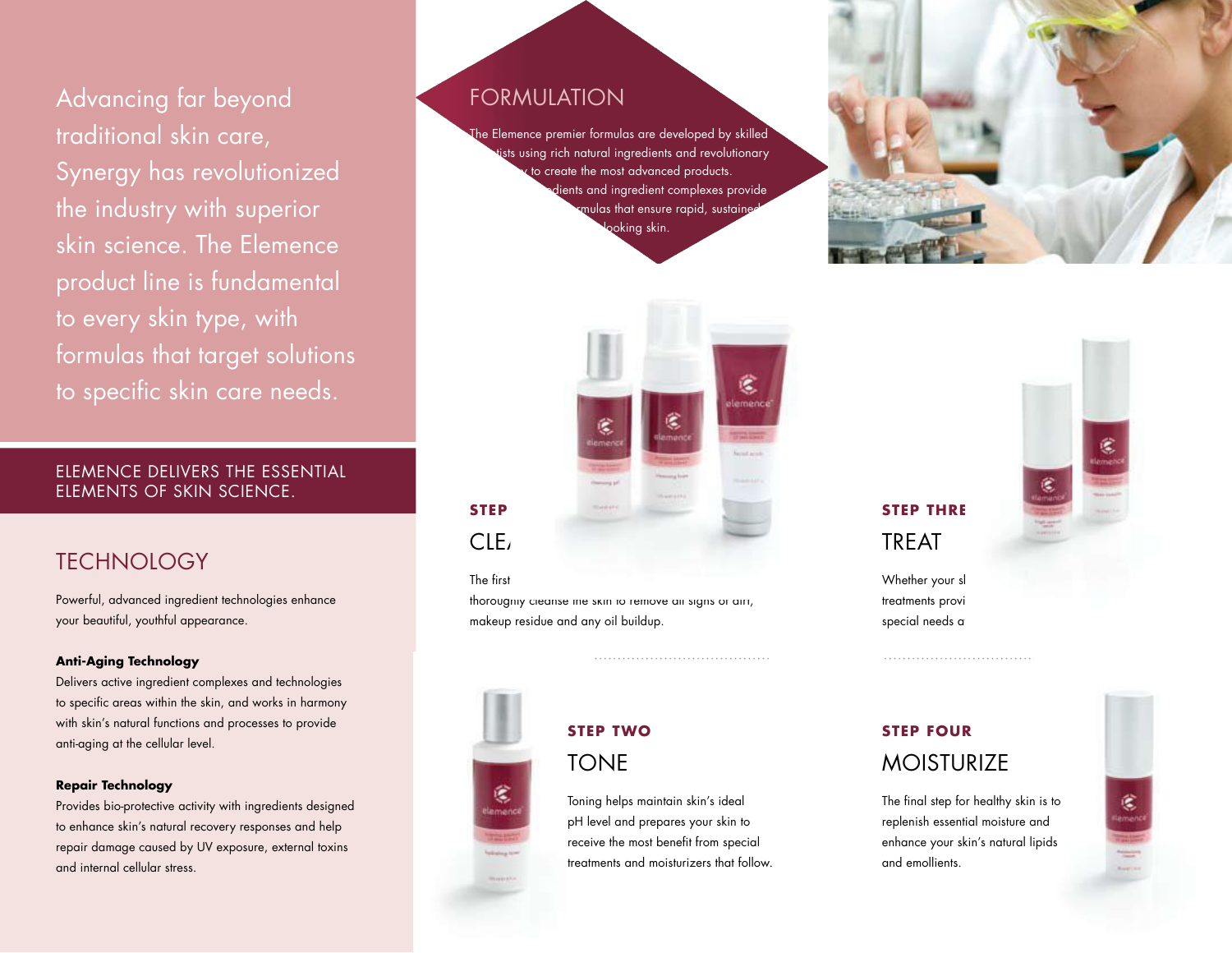Advancing far beyond traditional skin care, Synergy has revolutionized the industry with superior skin science. The Elemence product line is fundamental to every skin type, with formulas that target solutions to specific skin care needs.

## FORMULATION

The Elemence premier formulas are developed by skilled ...tists using rich natural ingredients and revolutionary ... to create the most advanced products. ...dients and ingredient complexes provide ...mulas that ensure rapid, sustained ...looking skin.

ELEMENCE DELIVERS THE ESSENTIAL ELEMENTS OF SKIN SCIENCE.

## TECHNOLOGY

Powerful, advanced ingredient technologies enhance your beautiful, youthful appearance.

**Anti-Aging Technology**
Delivers active ingredient complexes and technologies to specific areas within the skin, and works in harmony with skin's natural functions and processes to provide anti-aging at the cellular level.

**Repair Technology**
Provides bio-protective activity with ingredients designed to enhance skin's natural recovery responses and help repair damage caused by UV exposure, external toxins and internal cellular stress.

**STEP**

## CLE...

The first ... thoroughly cleanse the skin to remove all signs of dirt, makeup residue and any oil buildup.

**STEP TWO**

## TONE

Toning helps maintain skin's ideal pH level and prepares your skin to receive the most benefit from special treatments and moisturizers that follow.

**STEP THRE...**

## TREAT

Whether your s... treatments provi... special needs a...

**STEP FOUR**

## MOISTURIZE

The final step for healthy skin is to replenish essential moisture and enhance your skin's natural lipids and emollients.